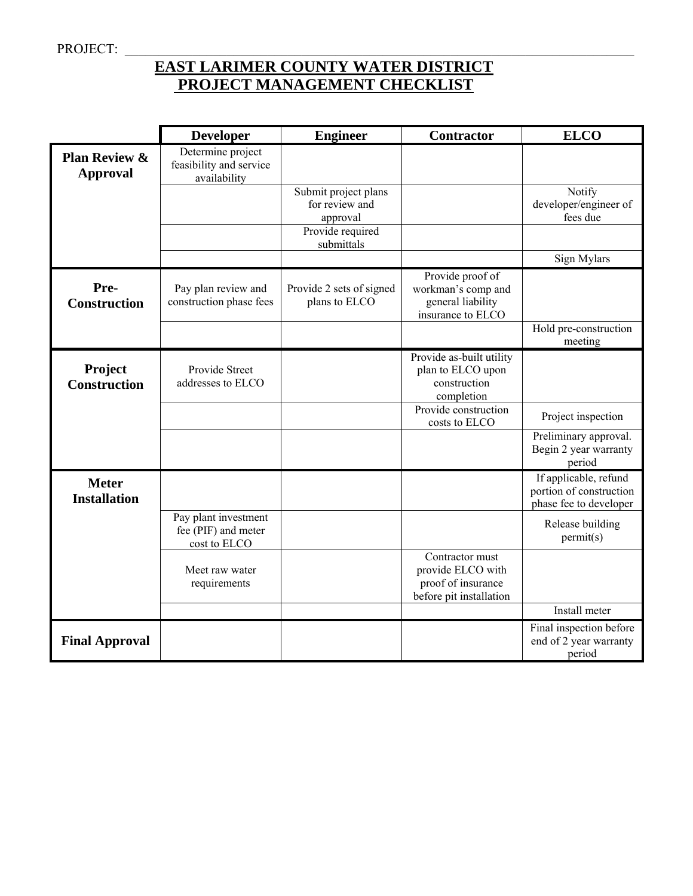PROJECT: ___________________________________________________________________________

# EAST LARIMER COUNTY WATER DISTRICT
# PROJECT MANAGEMENT CHECKLIST

| | Developer | Engineer | Contractor | ELCO |
|---|---|---|---|---|
| **Plan Review & Approval** | Determine project feasibility and service availability | | | |
| | | Submit project plans for review and approval | | Notify developer/engineer of fees due |
| | | Provide required submittals | | |
| | | | | Sign Mylars |
| **Pre-Construction** | Pay plan review and construction phase fees | Provide 2 sets of signed plans to ELCO | Provide proof of workman's comp and general liability insurance to ELCO | |
| | | | | Hold pre-construction meeting |
| **Project Construction** | Provide Street addresses to ELCO | | Provide as-built utility plan to ELCO upon construction completion | |
| | | | Provide construction costs to ELCO | Project inspection |
| | | | | Preliminary approval. Begin 2 year warranty period |
| **Meter Installation** | | | | If applicable, refund portion of construction phase fee to developer |
| | Pay plant investment fee (PIF) and meter cost to ELCO | | | Release building permit(s) |
| | Meet raw water requirements | | Contractor must provide ELCO with proof of insurance before pit installation | |
| | | | | Install meter |
| **Final Approval** | | | | Final inspection before end of 2 year warranty period |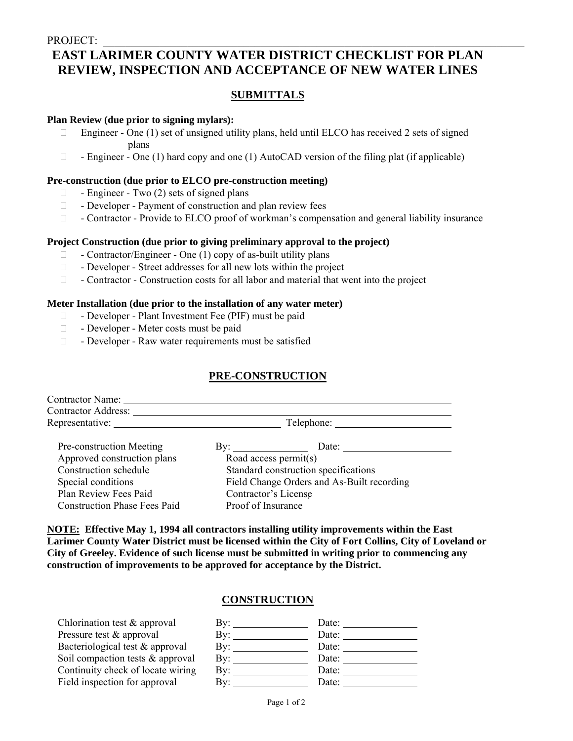PROJECT: ______________________________________________

# EAST LARIMER COUNTY WATER DISTRICT CHECKLIST FOR PLAN REVIEW, INSPECTION AND ACCEPTANCE OF NEW WATER LINES

## SUBMITTALS

**Plan Review (due prior to signing mylars):**

- ☐ Engineer - One (1) set of unsigned utility plans, held until ELCO has received 2 sets of signed plans
- ☐ - Engineer - One (1) hard copy and one (1) AutoCAD version of the filing plat (if applicable)

**Pre-construction (due prior to ELCO pre-construction meeting)**

- ☐ - Engineer - Two (2) sets of signed plans
- ☐ - Developer - Payment of construction and plan review fees
- ☐ - Contractor - Provide to ELCO proof of workman's compensation and general liability insurance

**Project Construction (due prior to giving preliminary approval to the project)**

- ☐ - Contractor/Engineer - One (1) copy of as-built utility plans
- ☐ - Developer - Street addresses for all new lots within the project
- ☐ - Contractor - Construction costs for all labor and material that went into the project

**Meter Installation (due prior to the installation of any water meter)**

- ☐ - Developer - Plant Investment Fee (PIF) must be paid
- ☐ - Developer - Meter costs must be paid
- ☐ - Developer - Raw water requirements must be satisfied

## PRE-CONSTRUCTION

Contractor Name: ______________________________________________

Contractor Address: ______________________________________________

Representative: ______________________ Telephone: ______________________

| | |
|---|---|
| Pre-construction Meeting | By: ____________ Date: ______________ |
| Approved construction plans | Road access permit(s) |
| Construction schedule | Standard construction specifications |
| Special conditions | Field Change Orders and As-Built recording |
| Plan Review Fees Paid | Contractor's License |
| Construction Phase Fees Paid | Proof of Insurance |

**NOTE: Effective May 1, 1994 all contractors installing utility improvements within the East Larimer County Water District must be licensed within the City of Fort Collins, City of Loveland or City of Greeley. Evidence of such license must be submitted in writing prior to commencing any construction of improvements to be approved for acceptance by the District.**

## CONSTRUCTION

| | | |
|---|---|---|
| Chlorination test & approval | By: ____________ | Date: ____________ |
| Pressure test & approval | By: ____________ | Date: ____________ |
| Bacteriological test & approval | By: ____________ | Date: ____________ |
| Soil compaction tests & approval | By: ____________ | Date: ____________ |
| Continuity check of locate wiring | By: ____________ | Date: ____________ |
| Field inspection for approval | By: ____________ | Date: ____________ |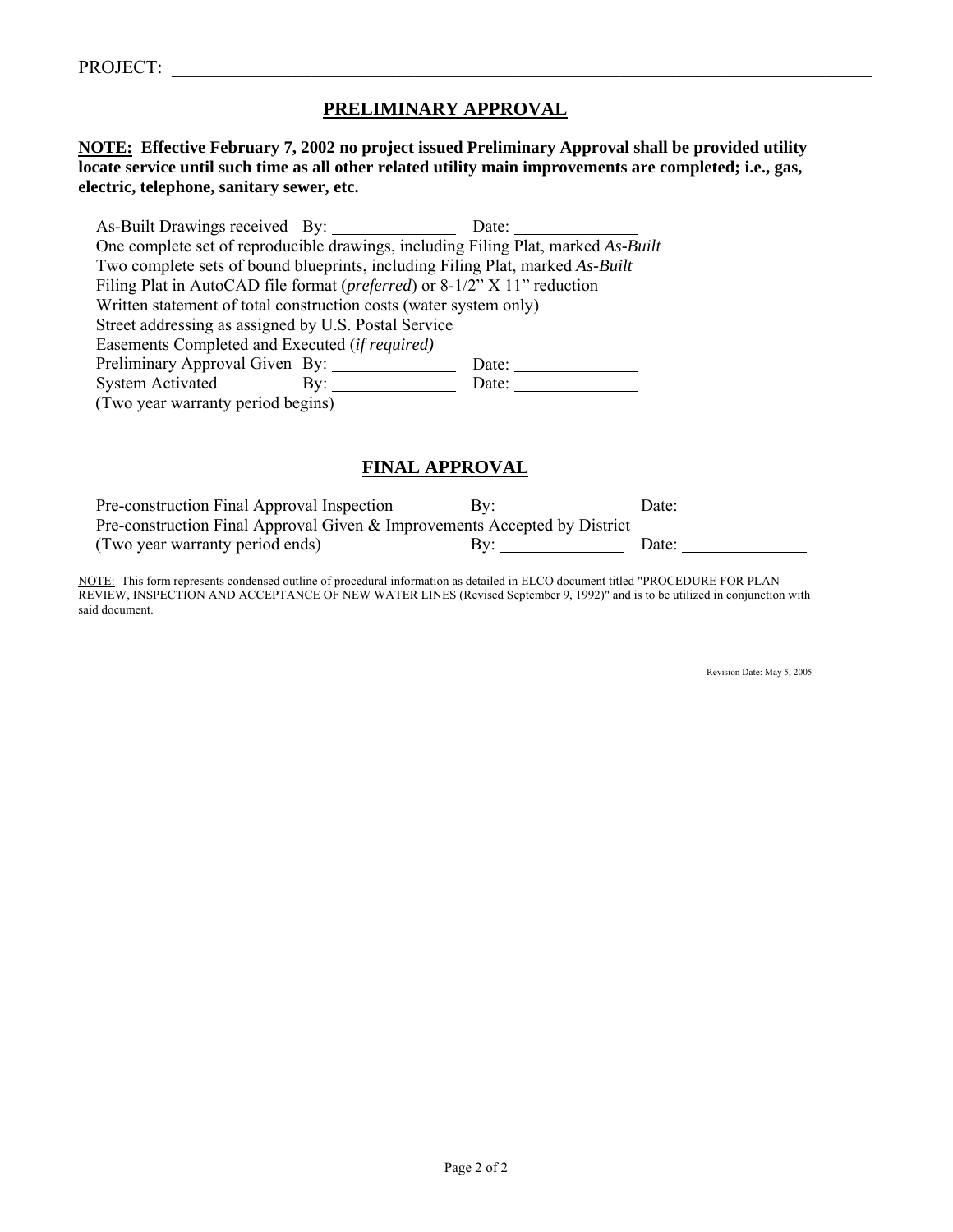PROJECT: ______________________________________________________________________________

## PRELIMINARY APPROVAL

**NOTE: Effective February 7, 2002 no project issued Preliminary Approval shall be provided utility locate service until such time as all other related utility main improvements are completed; i.e., gas, electric, telephone, sanitary sewer, etc.**

As-Built Drawings received By: ______________ Date: ______________
One complete set of reproducible drawings, including Filing Plat, marked *As-Built*
Two complete sets of bound blueprints, including Filing Plat, marked *As-Built*
Filing Plat in AutoCAD file format (*preferred*) or 8-1/2" X 11" reduction
Written statement of total construction costs (water system only)
Street addressing as assigned by U.S. Postal Service
Easements Completed and Executed (*if required)*
Preliminary Approval Given By: ______________ Date: ______________
System Activated By: ______________ Date: ______________
(Two year warranty period begins)

## FINAL APPROVAL

Pre-construction Final Approval Inspection By: ______________ Date: ______________
Pre-construction Final Approval Given & Improvements Accepted by District
(Two year warranty period ends) By: ______________ Date: ______________

NOTE: This form represents condensed outline of procedural information as detailed in ELCO document titled "PROCEDURE FOR PLAN REVIEW, INSPECTION AND ACCEPTANCE OF NEW WATER LINES (Revised September 9, 1992)" and is to be utilized in conjunction with said document.

Revision Date: May 5, 2005